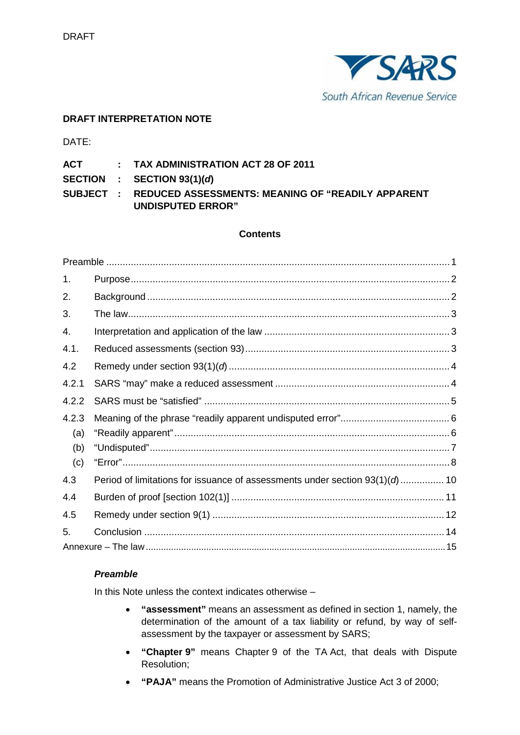DRAFT

South African Revenue Service

**DRAFT INTERPRETATION NOTE**

DATE:

**ACT : TAX ADMINISTRATION ACT 28 OF 2011**

**SECTION : SECTION 93(1)(*d*)**

**SUBJECT : REDUCED ASSESSMENTS: MEANING OF "READILY APPARENT UNDISPUTED ERROR"**

**Contents**

| | | |
|---|---|---|
| Preamble | | 1 |
| 1. | Purpose | 2 |
| 2. | Background | 2 |
| 3. | The law | 3 |
| 4. | Interpretation and application of the law | 3 |
| 4.1. | Reduced assessments (section 93) | 3 |
| 4.2 | Remedy under section 93(1)(*d*) | 4 |
| 4.2.1 | SARS "may" make a reduced assessment | 4 |
| 4.2.2 | SARS must be "satisfied" | 5 |
| 4.2.3 | Meaning of the phrase "readily apparent undisputed error" | 6 |
| (a) | "Readily apparent" | 6 |
| (b) | "Undisputed" | 7 |
| (c) | "Error" | 8 |
| 4.3 | Period of limitations for issuance of assessments under section 93(1)(*d*) | 10 |
| 4.4 | Burden of proof [section 102(1)] | 11 |
| 4.5 | Remedy under section 9(1) | 12 |
| 5. | Conclusion | 14 |
| Annexure – The law | | 15 |

### *Preamble*

In this Note unless the context indicates otherwise –

- **"assessment"** means an assessment as defined in section 1, namely, the determination of the amount of a tax liability or refund, by way of self-assessment by the taxpayer or assessment by SARS;
- **"Chapter 9"** means Chapter 9 of the TA Act, that deals with Dispute Resolution;
- **"PAJA"** means the Promotion of Administrative Justice Act 3 of 2000;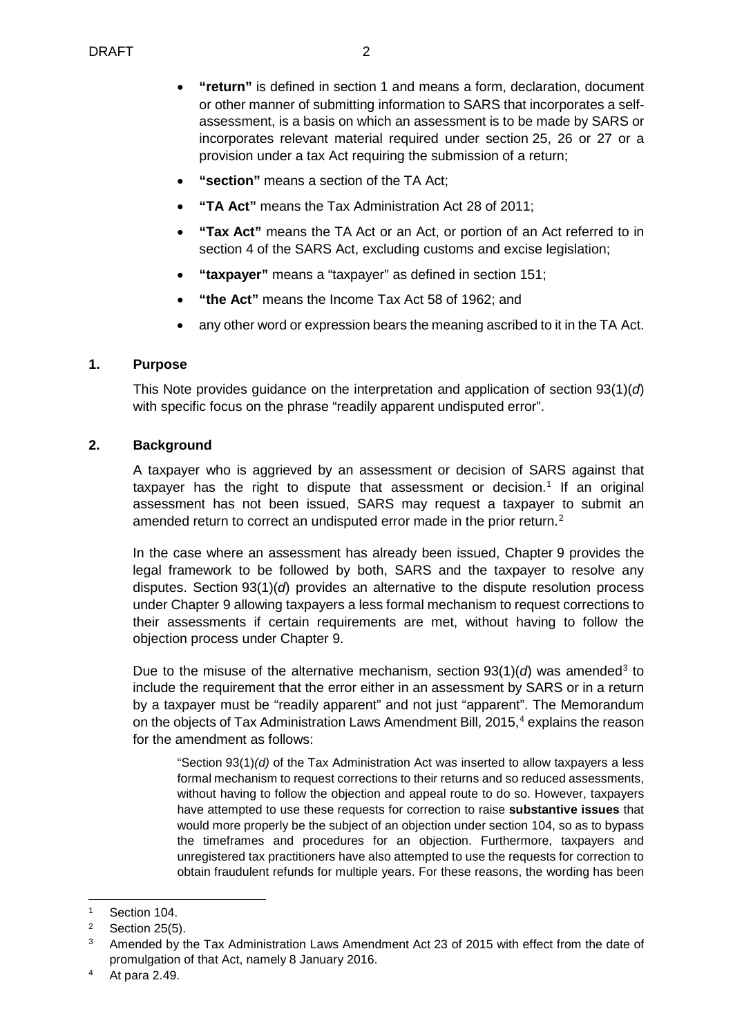- **"return"** is defined in section 1 and means a form, declaration, document or other manner of submitting information to SARS that incorporates a self-assessment, is a basis on which an assessment is to be made by SARS or incorporates relevant material required under section 25, 26 or 27 or a provision under a tax Act requiring the submission of a return;
- **"section"** means a section of the TA Act;
- **"TA Act"** means the Tax Administration Act 28 of 2011;
- **"Tax Act"** means the TA Act or an Act, or portion of an Act referred to in section 4 of the SARS Act, excluding customs and excise legislation;
- **"taxpayer"** means a "taxpayer" as defined in section 151;
- **"the Act"** means the Income Tax Act 58 of 1962; and
- any other word or expression bears the meaning ascribed to it in the TA Act.

## 1. Purpose

This Note provides guidance on the interpretation and application of section 93(1)(*d*) with specific focus on the phrase "readily apparent undisputed error".

## 2. Background

A taxpayer who is aggrieved by an assessment or decision of SARS against that taxpayer has the right to dispute that assessment or decision.[1] If an original assessment has not been issued, SARS may request a taxpayer to submit an amended return to correct an undisputed error made in the prior return.[2]

In the case where an assessment has already been issued, Chapter 9 provides the legal framework to be followed by both, SARS and the taxpayer to resolve any disputes. Section 93(1)(*d*) provides an alternative to the dispute resolution process under Chapter 9 allowing taxpayers a less formal mechanism to request corrections to their assessments if certain requirements are met, without having to follow the objection process under Chapter 9.

Due to the misuse of the alternative mechanism, section 93(1)(*d*) was amended[3] to include the requirement that the error either in an assessment by SARS or in a return by a taxpayer must be "readily apparent" and not just "apparent". The Memorandum on the objects of Tax Administration Laws Amendment Bill, 2015,[4] explains the reason for the amendment as follows:

> "Section 93(1)*(d)* of the Tax Administration Act was inserted to allow taxpayers a less formal mechanism to request corrections to their returns and so reduced assessments, without having to follow the objection and appeal route to do so. However, taxpayers have attempted to use these requests for correction to raise **substantive issues** that would more properly be the subject of an objection under section 104, so as to bypass the timeframes and procedures for an objection. Furthermore, taxpayers and unregistered tax practitioners have also attempted to use the requests for correction to obtain fraudulent refunds for multiple years. For these reasons, the wording has been

---

[1] Section 104.

[2] Section 25(5).

[3] Amended by the Tax Administration Laws Amendment Act 23 of 2015 with effect from the date of promulgation of that Act, namely 8 January 2016.

[4] At para 2.49.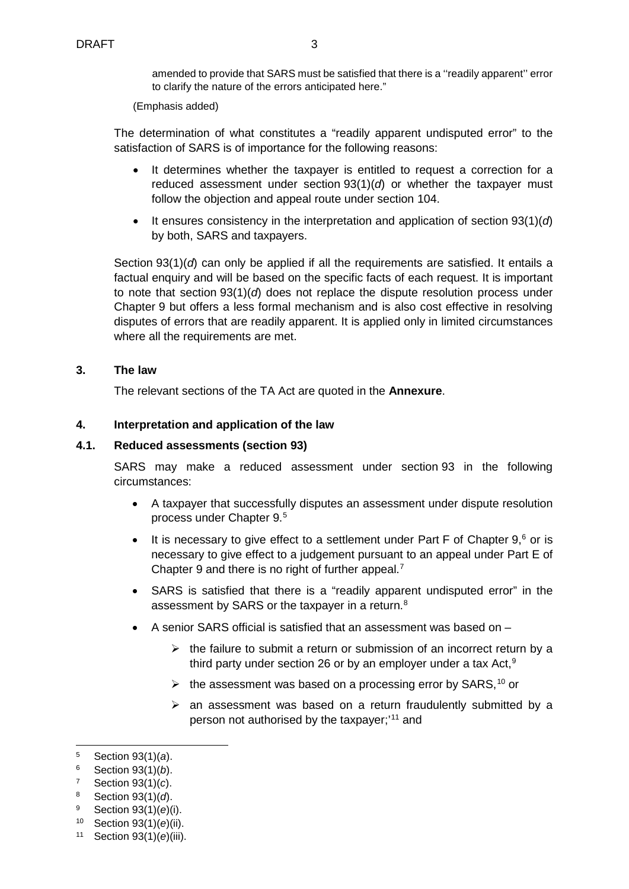amended to provide that SARS must be satisfied that there is a ''readily apparent'' error to clarify the nature of the errors anticipated here."

(Emphasis added)

The determination of what constitutes a "readily apparent undisputed error" to the satisfaction of SARS is of importance for the following reasons:

- It determines whether the taxpayer is entitled to request a correction for a reduced assessment under section 93(1)(*d*) or whether the taxpayer must follow the objection and appeal route under section 104.
- It ensures consistency in the interpretation and application of section 93(1)(*d*) by both, SARS and taxpayers.

Section 93(1)(*d*) can only be applied if all the requirements are satisfied. It entails a factual enquiry and will be based on the specific facts of each request. It is important to note that section 93(1)(*d*) does not replace the dispute resolution process under Chapter 9 but offers a less formal mechanism and is also cost effective in resolving disputes of errors that are readily apparent. It is applied only in limited circumstances where all the requirements are met.

## 3. The law

The relevant sections of the TA Act are quoted in the **Annexure**.

## 4. Interpretation and application of the law

### 4.1. Reduced assessments (section 93)

SARS may make a reduced assessment under section 93 in the following circumstances:

- A taxpayer that successfully disputes an assessment under dispute resolution process under Chapter 9.[5]
- It is necessary to give effect to a settlement under Part F of Chapter 9,[6] or is necessary to give effect to a judgement pursuant to an appeal under Part E of Chapter 9 and there is no right of further appeal.[7]
- SARS is satisfied that there is a "readily apparent undisputed error" in the assessment by SARS or the taxpayer in a return.[8]
- A senior SARS official is satisfied that an assessment was based on –
  - the failure to submit a return or submission of an incorrect return by a third party under section 26 or by an employer under a tax Act,[9]
  - the assessment was based on a processing error by SARS,[10] or
  - an assessment was based on a return fraudulently submitted by a person not authorised by the taxpayer;'[11] and

---

[5] Section 93(1)(*a*).

[6] Section 93(1)(*b*).

[7] Section 93(1)(*c*).

[8] Section 93(1)(*d*).

[9] Section 93(1)(*e*)(i).

[10] Section 93(1)(*e*)(ii).

[11] Section 93(1)(*e*)(iii).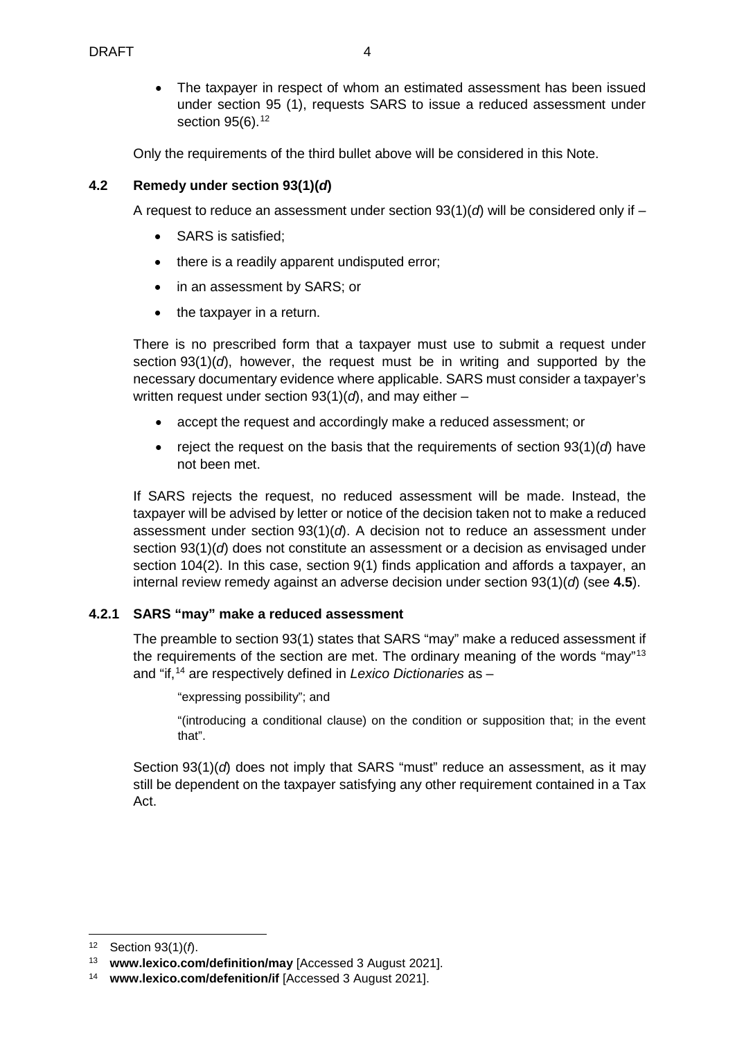- The taxpayer in respect of whom an estimated assessment has been issued under section 95 (1), requests SARS to issue a reduced assessment under section 95(6).[12]

Only the requirements of the third bullet above will be considered in this Note.

### 4.2 Remedy under section 93(1)(*d*)

A request to reduce an assessment under section 93(1)(*d*) will be considered only if –

- SARS is satisfied;
- there is a readily apparent undisputed error;
- in an assessment by SARS; or
- the taxpayer in a return.

There is no prescribed form that a taxpayer must use to submit a request under section 93(1)(*d*), however, the request must be in writing and supported by the necessary documentary evidence where applicable. SARS must consider a taxpayer's written request under section 93(1)(*d*), and may either –

- accept the request and accordingly make a reduced assessment; or
- reject the request on the basis that the requirements of section 93(1)(*d*) have not been met.

If SARS rejects the request, no reduced assessment will be made. Instead, the taxpayer will be advised by letter or notice of the decision taken not to make a reduced assessment under section 93(1)(*d*). A decision not to reduce an assessment under section 93(1)(*d*) does not constitute an assessment or a decision as envisaged under section 104(2). In this case, section 9(1) finds application and affords a taxpayer, an internal review remedy against an adverse decision under section 93(1)(*d*) (see **4.5**).

#### 4.2.1 SARS "may" make a reduced assessment

The preamble to section 93(1) states that SARS "may" make a reduced assessment if the requirements of the section are met. The ordinary meaning of the words "may"[13] and "if,[14] are respectively defined in *Lexico Dictionaries* as –

> "expressing possibility"; and
>
> "(introducing a conditional clause) on the condition or supposition that; in the event that".

Section 93(1)(*d*) does not imply that SARS "must" reduce an assessment, as it may still be dependent on the taxpayer satisfying any other requirement contained in a Tax Act.

---

[12] Section 93(1)(*f*).

[13] **www.lexico.com/definition/may** [Accessed 3 August 2021].

[14] **www.lexico.com/defenition/if** [Accessed 3 August 2021].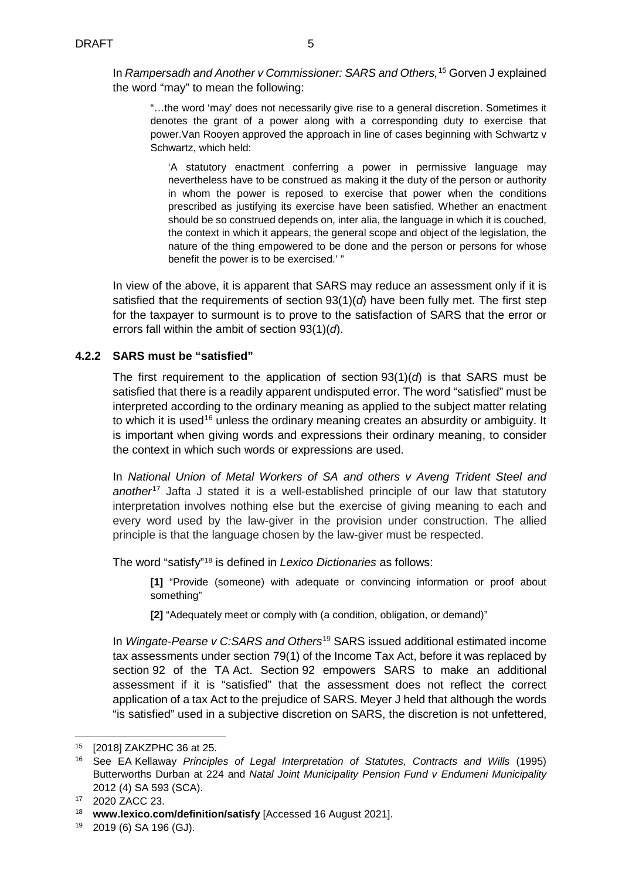In *Rampersadh and Another v Commissioner: SARS and Others,*[15] Gorven J explained the word "may" to mean the following:

> "…the word 'may' does not necessarily give rise to a general discretion. Sometimes it denotes the grant of a power along with a corresponding duty to exercise that power.Van Rooyen approved the approach in line of cases beginning with Schwartz v Schwartz, which held:
>
> > 'A statutory enactment conferring a power in permissive language may nevertheless have to be construed as making it the duty of the person or authority in whom the power is reposed to exercise that power when the conditions prescribed as justifying its exercise have been satisfied. Whether an enactment should be so construed depends on, inter alia, the language in which it is couched, the context in which it appears, the general scope and object of the legislation, the nature of the thing empowered to be done and the person or persons for whose benefit the power is to be exercised.' "

In view of the above, it is apparent that SARS may reduce an assessment only if it is satisfied that the requirements of section 93(1)(*d*) have been fully met. The first step for the taxpayer to surmount is to prove to the satisfaction of SARS that the error or errors fall within the ambit of section 93(1)(*d*).

### 4.2.2 SARS must be "satisfied"

The first requirement to the application of section 93(1)(*d*) is that SARS must be satisfied that there is a readily apparent undisputed error. The word "satisfied" must be interpreted according to the ordinary meaning as applied to the subject matter relating to which it is used[16] unless the ordinary meaning creates an absurdity or ambiguity. It is important when giving words and expressions their ordinary meaning, to consider the context in which such words or expressions are used.

In *National Union of Metal Workers of SA and others v Aveng Trident Steel and another*[17] Jafta J stated it is a well-established principle of our law that statutory interpretation involves nothing else but the exercise of giving meaning to each and every word used by the law-giver in the provision under construction. The allied principle is that the language chosen by the law-giver must be respected.

The word "satisfy"[18] is defined in *Lexico Dictionaries* as follows:

> **[1]** "Provide (someone) with adequate or convincing information or proof about something"
>
> **[2]** "Adequately meet or comply with (a condition, obligation, or demand)"

In *Wingate-Pearse v C:SARS and Others*[19] SARS issued additional estimated income tax assessments under section 79(1) of the Income Tax Act, before it was replaced by section 92 of the TA Act. Section 92 empowers SARS to make an additional assessment if it is "satisfied" that the assessment does not reflect the correct application of a tax Act to the prejudice of SARS. Meyer J held that although the words "is satisfied" used in a subjective discretion on SARS, the discretion is not unfettered,

---

[15] [2018] ZAKZPHC 36 at 25.

[16] See EA Kellaway *Principles of Legal Interpretation of Statutes, Contracts and Wills* (1995) Butterworths Durban at 224 and *Natal Joint Municipality Pension Fund v Endumeni Municipality* 2012 (4) SA 593 (SCA).

[17] 2020 ZACC 23.

[18] **www.lexico.com/definition/satisfy** [Accessed 16 August 2021].

[19] 2019 (6) SA 196 (GJ).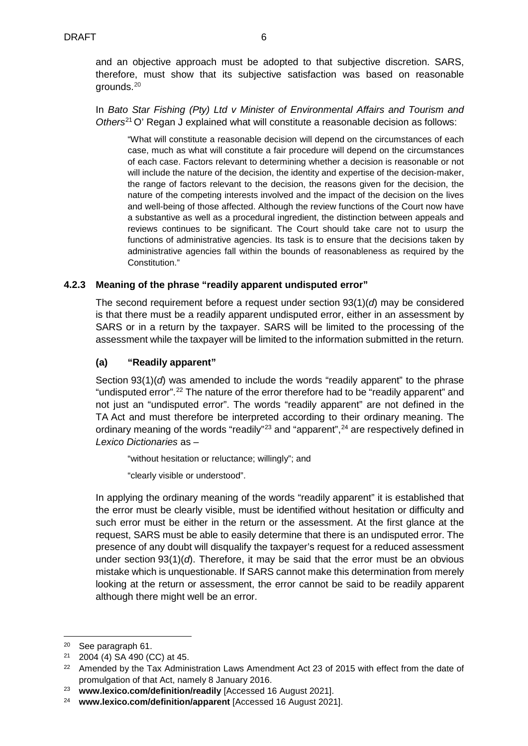and an objective approach must be adopted to that subjective discretion. SARS, therefore, must show that its subjective satisfaction was based on reasonable grounds.[20]

In *Bato Star Fishing (Pty) Ltd v Minister of Environmental Affairs and Tourism and Others*[21] O' Regan J explained what will constitute a reasonable decision as follows:

> "What will constitute a reasonable decision will depend on the circumstances of each case, much as what will constitute a fair procedure will depend on the circumstances of each case. Factors relevant to determining whether a decision is reasonable or not will include the nature of the decision, the identity and expertise of the decision-maker, the range of factors relevant to the decision, the reasons given for the decision, the nature of the competing interests involved and the impact of the decision on the lives and well-being of those affected. Although the review functions of the Court now have a substantive as well as a procedural ingredient, the distinction between appeals and reviews continues to be significant. The Court should take care not to usurp the functions of administrative agencies. Its task is to ensure that the decisions taken by administrative agencies fall within the bounds of reasonableness as required by the Constitution."

### 4.2.3 Meaning of the phrase "readily apparent undisputed error"

The second requirement before a request under section 93(1)(*d*) may be considered is that there must be a readily apparent undisputed error, either in an assessment by SARS or in a return by the taxpayer. SARS will be limited to the processing of the assessment while the taxpayer will be limited to the information submitted in the return.

#### (a) "Readily apparent"

Section 93(1)(*d*) was amended to include the words "readily apparent" to the phrase "undisputed error".[22] The nature of the error therefore had to be "readily apparent" and not just an "undisputed error". The words "readily apparent" are not defined in the TA Act and must therefore be interpreted according to their ordinary meaning. The ordinary meaning of the words "readily"[23] and "apparent",[24] are respectively defined in *Lexico Dictionaries* as –

> "without hesitation or reluctance; willingly"; and
>
> "clearly visible or understood".

In applying the ordinary meaning of the words "readily apparent" it is established that the error must be clearly visible, must be identified without hesitation or difficulty and such error must be either in the return or the assessment. At the first glance at the request, SARS must be able to easily determine that there is an undisputed error. The presence of any doubt will disqualify the taxpayer's request for a reduced assessment under section 93(1)(*d*). Therefore, it may be said that the error must be an obvious mistake which is unquestionable. If SARS cannot make this determination from merely looking at the return or assessment, the error cannot be said to be readily apparent although there might well be an error.

---

[20] See paragraph 61.

[21] 2004 (4) SA 490 (CC) at 45.

[22] Amended by the Tax Administration Laws Amendment Act 23 of 2015 with effect from the date of promulgation of that Act, namely 8 January 2016.

[23] **www.lexico.com/definition/readily** [Accessed 16 August 2021].

[24] **www.lexico.com/definition/apparent** [Accessed 16 August 2021].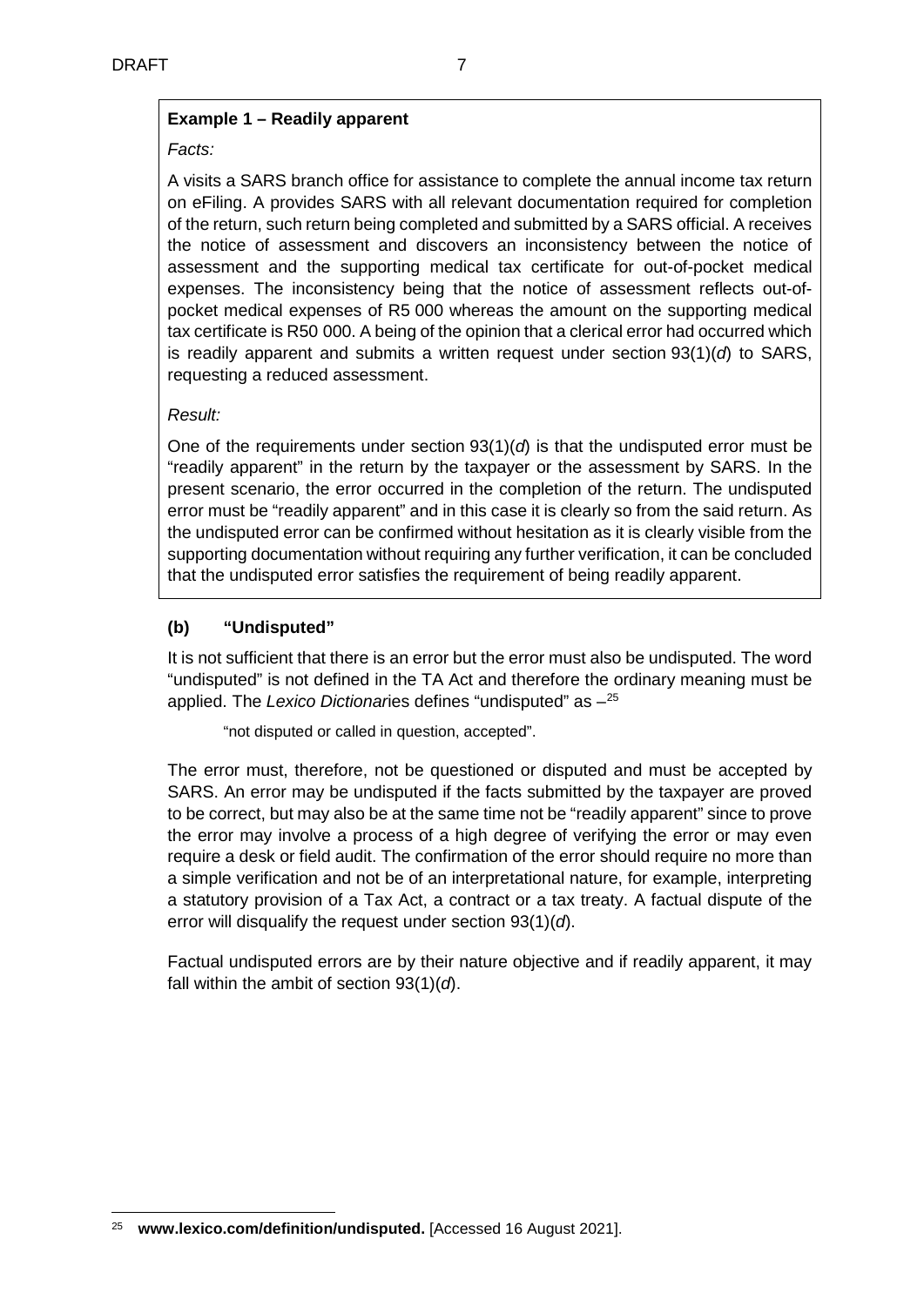**Example 1 – Readily apparent**

*Facts:*

A visits a SARS branch office for assistance to complete the annual income tax return on eFiling. A provides SARS with all relevant documentation required for completion of the return, such return being completed and submitted by a SARS official. A receives the notice of assessment and discovers an inconsistency between the notice of assessment and the supporting medical tax certificate for out-of-pocket medical expenses. The inconsistency being that the notice of assessment reflects out-of-pocket medical expenses of R5 000 whereas the amount on the supporting medical tax certificate is R50 000. A being of the opinion that a clerical error had occurred which is readily apparent and submits a written request under section 93(1)(*d*) to SARS, requesting a reduced assessment.

*Result:*

One of the requirements under section 93(1)(*d*) is that the undisputed error must be "readily apparent" in the return by the taxpayer or the assessment by SARS. In the present scenario, the error occurred in the completion of the return. The undisputed error must be "readily apparent" and in this case it is clearly so from the said return. As the undisputed error can be confirmed without hesitation as it is clearly visible from the supporting documentation without requiring any further verification, it can be concluded that the undisputed error satisfies the requirement of being readily apparent.

### (b) "Undisputed"

It is not sufficient that there is an error but the error must also be undisputed. The word "undisputed" is not defined in the TA Act and therefore the ordinary meaning must be applied. The *Lexico Dictionar*ies defines "undisputed" as –[25]

> "not disputed or called in question, accepted".

The error must, therefore, not be questioned or disputed and must be accepted by SARS. An error may be undisputed if the facts submitted by the taxpayer are proved to be correct, but may also be at the same time not be "readily apparent" since to prove the error may involve a process of a high degree of verifying the error or may even require a desk or field audit. The confirmation of the error should require no more than a simple verification and not be of an interpretational nature, for example, interpreting a statutory provision of a Tax Act, a contract or a tax treaty. A factual dispute of the error will disqualify the request under section 93(1)(*d*).

Factual undisputed errors are by their nature objective and if readily apparent, it may fall within the ambit of section 93(1)(*d*).

---

[25] **www.lexico.com/definition/undisputed.** [Accessed 16 August 2021].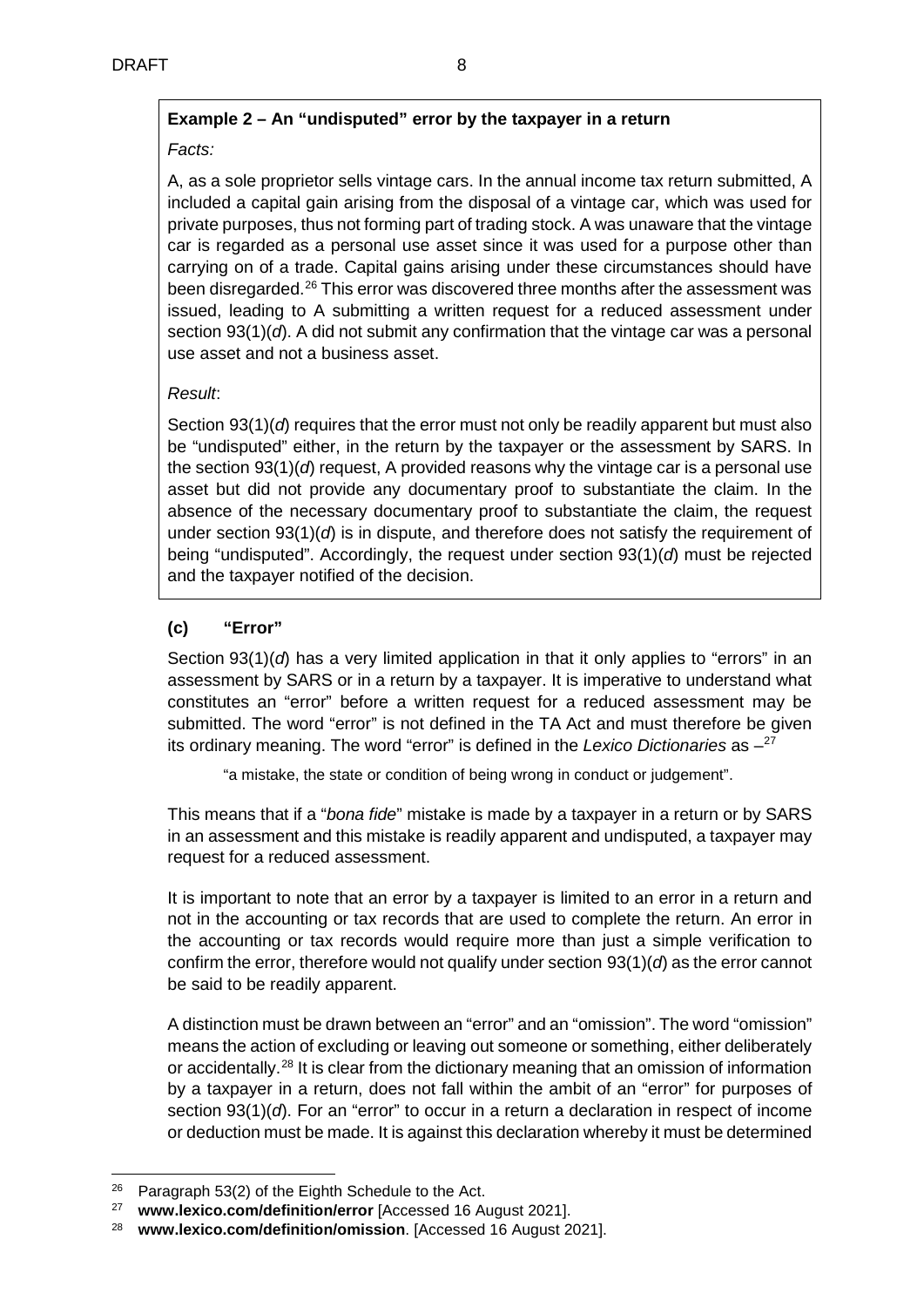**Example 2 – An "undisputed" error by the taxpayer in a return**

*Facts:*

A, as a sole proprietor sells vintage cars. In the annual income tax return submitted, A included a capital gain arising from the disposal of a vintage car, which was used for private purposes, thus not forming part of trading stock. A was unaware that the vintage car is regarded as a personal use asset since it was used for a purpose other than carrying on of a trade. Capital gains arising under these circumstances should have been disregarded.[26] This error was discovered three months after the assessment was issued, leading to A submitting a written request for a reduced assessment under section 93(1)(*d*). A did not submit any confirmation that the vintage car was a personal use asset and not a business asset.

*Result*:

Section 93(1)(*d*) requires that the error must not only be readily apparent but must also be "undisputed" either, in the return by the taxpayer or the assessment by SARS. In the section 93(1)(*d*) request, A provided reasons why the vintage car is a personal use asset but did not provide any documentary proof to substantiate the claim. In the absence of the necessary documentary proof to substantiate the claim, the request under section 93(1)(*d*) is in dispute, and therefore does not satisfy the requirement of being "undisputed". Accordingly, the request under section 93(1)(*d*) must be rejected and the taxpayer notified of the decision.

### (c) "Error"

Section 93(1)(*d*) has a very limited application in that it only applies to "errors" in an assessment by SARS or in a return by a taxpayer. It is imperative to understand what constitutes an "error" before a written request for a reduced assessment may be submitted. The word "error" is not defined in the TA Act and must therefore be given its ordinary meaning. The word "error" is defined in the *Lexico Dictionaries* as –[27]

> "a mistake, the state or condition of being wrong in conduct or judgement".

This means that if a "*bona fide*" mistake is made by a taxpayer in a return or by SARS in an assessment and this mistake is readily apparent and undisputed, a taxpayer may request for a reduced assessment.

It is important to note that an error by a taxpayer is limited to an error in a return and not in the accounting or tax records that are used to complete the return. An error in the accounting or tax records would require more than just a simple verification to confirm the error, therefore would not qualify under section 93(1)(*d*) as the error cannot be said to be readily apparent.

A distinction must be drawn between an "error" and an "omission". The word "omission" means the action of excluding or leaving out someone or something, either deliberately or accidentally.[28] It is clear from the dictionary meaning that an omission of information by a taxpayer in a return, does not fall within the ambit of an "error" for purposes of section 93(1)(*d*). For an "error" to occur in a return a declaration in respect of income or deduction must be made. It is against this declaration whereby it must be determined

---

[26] Paragraph 53(2) of the Eighth Schedule to the Act.

[27] **www.lexico.com/definition/error** [Accessed 16 August 2021].

[28] **www.lexico.com/definition/omission**. [Accessed 16 August 2021].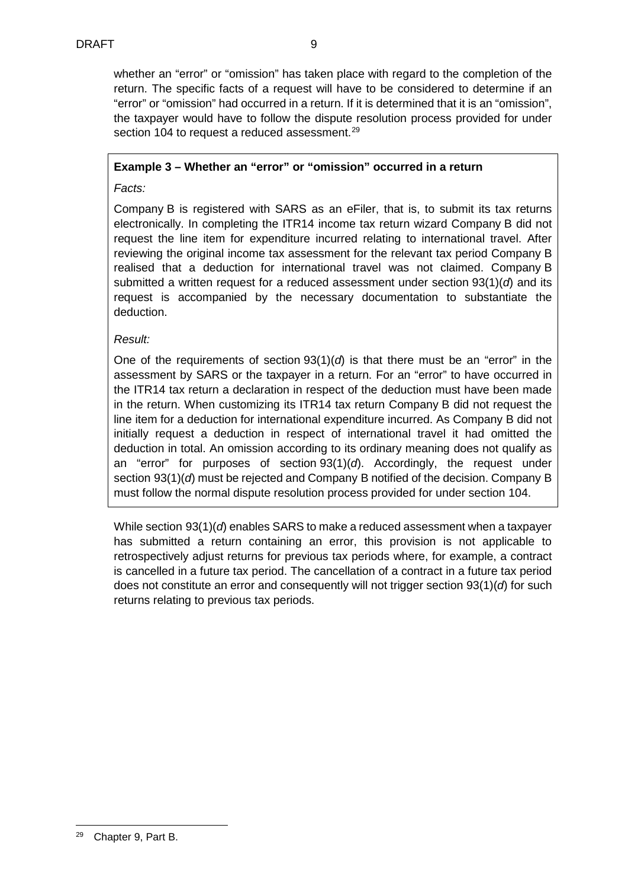whether an "error" or "omission" has taken place with regard to the completion of the return. The specific facts of a request will have to be considered to determine if an "error" or "omission" had occurred in a return. If it is determined that it is an "omission", the taxpayer would have to follow the dispute resolution process provided for under section 104 to request a reduced assessment.[29]

**Example 3 – Whether an "error" or "omission" occurred in a return**

*Facts:*

Company B is registered with SARS as an eFiler, that is, to submit its tax returns electronically. In completing the ITR14 income tax return wizard Company B did not request the line item for expenditure incurred relating to international travel. After reviewing the original income tax assessment for the relevant tax period Company B realised that a deduction for international travel was not claimed. Company B submitted a written request for a reduced assessment under section 93(1)(*d*) and its request is accompanied by the necessary documentation to substantiate the deduction.

*Result:*

One of the requirements of section 93(1)(*d*) is that there must be an "error" in the assessment by SARS or the taxpayer in a return. For an "error" to have occurred in the ITR14 tax return a declaration in respect of the deduction must have been made in the return. When customizing its ITR14 tax return Company B did not request the line item for a deduction for international expenditure incurred. As Company B did not initially request a deduction in respect of international travel it had omitted the deduction in total. An omission according to its ordinary meaning does not qualify as an "error" for purposes of section 93(1)(*d*). Accordingly, the request under section 93(1)(*d*) must be rejected and Company B notified of the decision. Company B must follow the normal dispute resolution process provided for under section 104.

While section 93(1)(*d*) enables SARS to make a reduced assessment when a taxpayer has submitted a return containing an error, this provision is not applicable to retrospectively adjust returns for previous tax periods where, for example, a contract is cancelled in a future tax period. The cancellation of a contract in a future tax period does not constitute an error and consequently will not trigger section 93(1)(*d*) for such returns relating to previous tax periods.

---

[29] Chapter 9, Part B.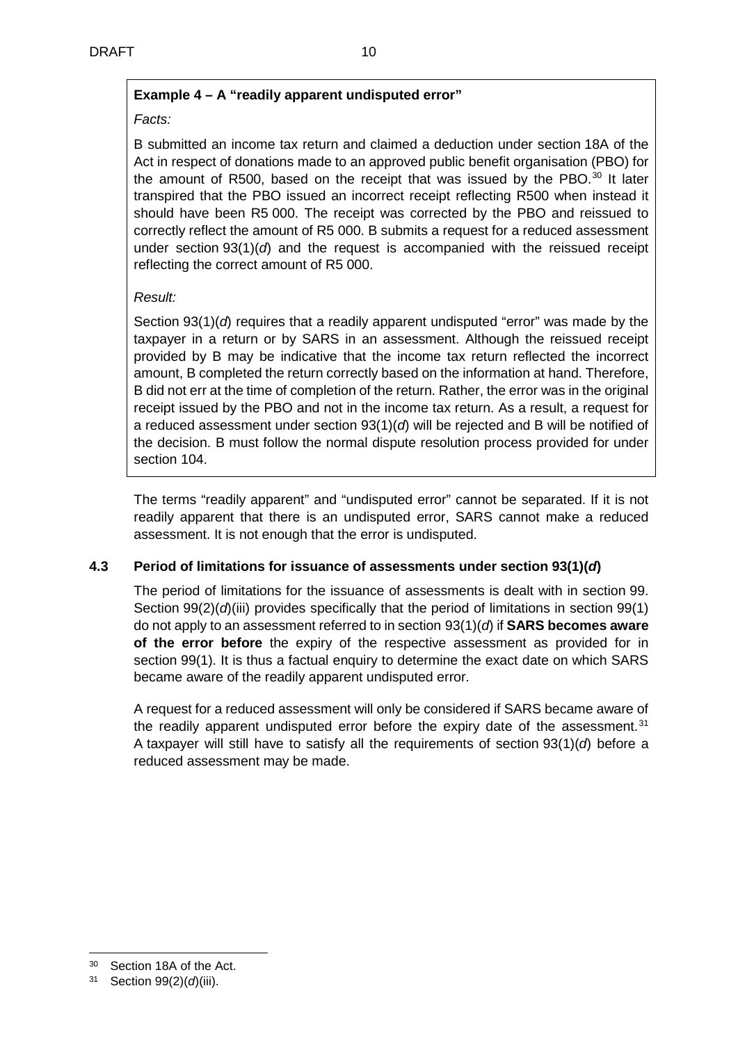**Example 4 – A "readily apparent undisputed error"**

*Facts:*

B submitted an income tax return and claimed a deduction under section 18A of the Act in respect of donations made to an approved public benefit organisation (PBO) for the amount of R500, based on the receipt that was issued by the PBO.[30] It later transpired that the PBO issued an incorrect receipt reflecting R500 when instead it should have been R5 000. The receipt was corrected by the PBO and reissued to correctly reflect the amount of R5 000. B submits a request for a reduced assessment under section 93(1)(*d*) and the request is accompanied with the reissued receipt reflecting the correct amount of R5 000.

*Result:*

Section 93(1)(*d*) requires that a readily apparent undisputed "error" was made by the taxpayer in a return or by SARS in an assessment. Although the reissued receipt provided by B may be indicative that the income tax return reflected the incorrect amount, B completed the return correctly based on the information at hand. Therefore, B did not err at the time of completion of the return. Rather, the error was in the original receipt issued by the PBO and not in the income tax return. As a result, a request for a reduced assessment under section 93(1)(*d*) will be rejected and B will be notified of the decision. B must follow the normal dispute resolution process provided for under section 104.

The terms "readily apparent" and "undisputed error" cannot be separated. If it is not readily apparent that there is an undisputed error, SARS cannot make a reduced assessment. It is not enough that the error is undisputed.

### 4.3 Period of limitations for issuance of assessments under section 93(1)(*d*)

The period of limitations for the issuance of assessments is dealt with in section 99. Section 99(2)(*d*)(iii) provides specifically that the period of limitations in section 99(1) do not apply to an assessment referred to in section 93(1)(*d*) if **SARS becomes aware of the error before** the expiry of the respective assessment as provided for in section 99(1). It is thus a factual enquiry to determine the exact date on which SARS became aware of the readily apparent undisputed error.

A request for a reduced assessment will only be considered if SARS became aware of the readily apparent undisputed error before the expiry date of the assessment.[31] A taxpayer will still have to satisfy all the requirements of section 93(1)(*d*) before a reduced assessment may be made.

---

[30] Section 18A of the Act.

[31] Section 99(2)(*d*)(iii).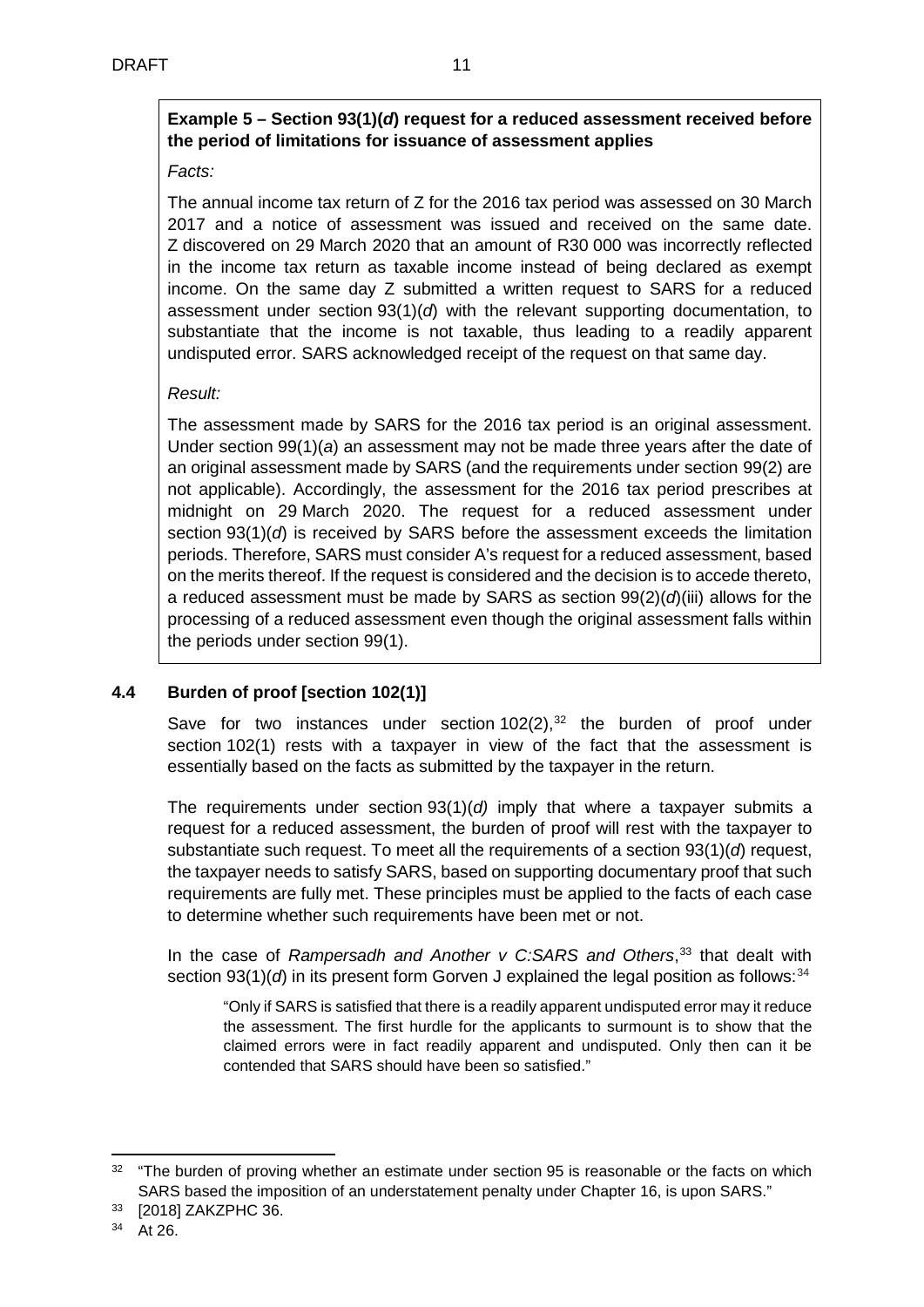**Example 5 – Section 93(1)(*d*) request for a reduced assessment received before the period of limitations for issuance of assessment applies**

*Facts:*

The annual income tax return of Z for the 2016 tax period was assessed on 30 March 2017 and a notice of assessment was issued and received on the same date. Z discovered on 29 March 2020 that an amount of R30 000 was incorrectly reflected in the income tax return as taxable income instead of being declared as exempt income. On the same day Z submitted a written request to SARS for a reduced assessment under section 93(1)(*d*) with the relevant supporting documentation, to substantiate that the income is not taxable, thus leading to a readily apparent undisputed error. SARS acknowledged receipt of the request on that same day.

*Result:*

The assessment made by SARS for the 2016 tax period is an original assessment. Under section 99(1)(*a*) an assessment may not be made three years after the date of an original assessment made by SARS (and the requirements under section 99(2) are not applicable). Accordingly, the assessment for the 2016 tax period prescribes at midnight on 29 March 2020. The request for a reduced assessment under section 93(1)(*d*) is received by SARS before the assessment exceeds the limitation periods. Therefore, SARS must consider A's request for a reduced assessment, based on the merits thereof. If the request is considered and the decision is to accede thereto, a reduced assessment must be made by SARS as section 99(2)(*d*)(iii) allows for the processing of a reduced assessment even though the original assessment falls within the periods under section 99(1).

### 4.4 Burden of proof [section 102(1)]

Save for two instances under section 102(2),[32] the burden of proof under section 102(1) rests with a taxpayer in view of the fact that the assessment is essentially based on the facts as submitted by the taxpayer in the return.

The requirements under section 93(1)(*d)* imply that where a taxpayer submits a request for a reduced assessment, the burden of proof will rest with the taxpayer to substantiate such request. To meet all the requirements of a section 93(1)(*d*) request, the taxpayer needs to satisfy SARS, based on supporting documentary proof that such requirements are fully met. These principles must be applied to the facts of each case to determine whether such requirements have been met or not.

In the case of *Rampersadh and Another v C:SARS and Others*,[33] that dealt with section 93(1)(*d*) in its present form Gorven J explained the legal position as follows:[34]

> "Only if SARS is satisfied that there is a readily apparent undisputed error may it reduce the assessment. The first hurdle for the applicants to surmount is to show that the claimed errors were in fact readily apparent and undisputed. Only then can it be contended that SARS should have been so satisfied."

---

[32] "The burden of proving whether an estimate under section 95 is reasonable or the facts on which SARS based the imposition of an understatement penalty under Chapter 16, is upon SARS."

[33] [2018] ZAKZPHC 36.

[34] At 26.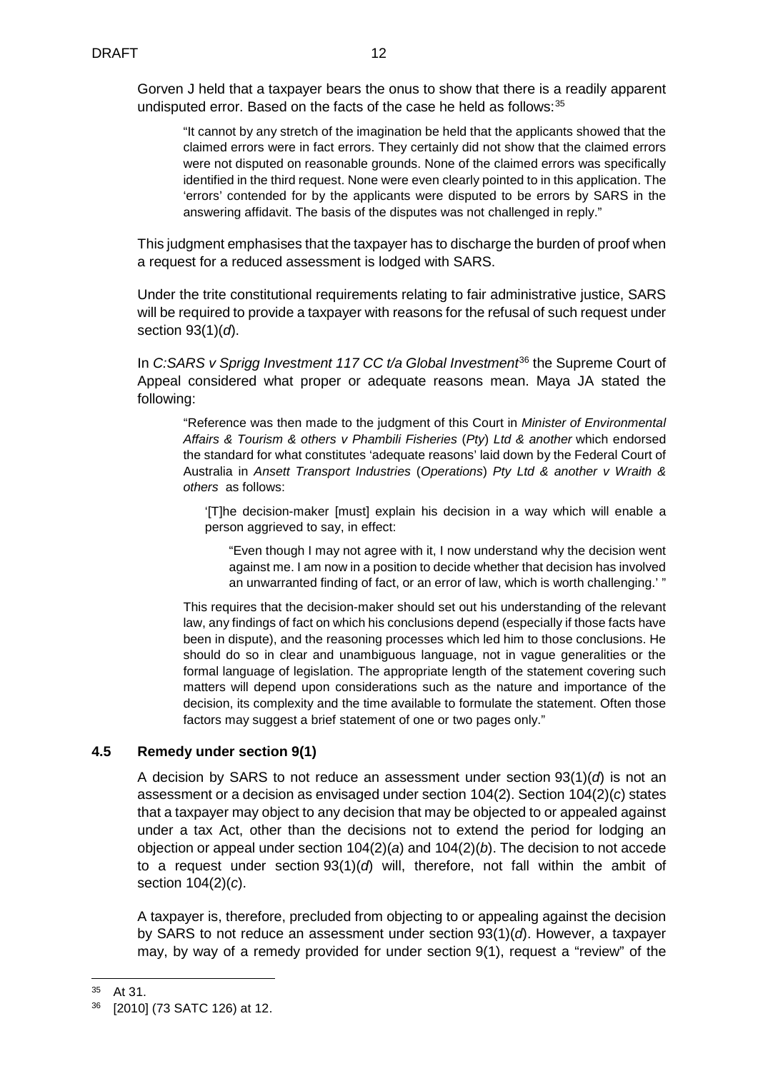Gorven J held that a taxpayer bears the onus to show that there is a readily apparent undisputed error. Based on the facts of the case he held as follows:[35]

> "It cannot by any stretch of the imagination be held that the applicants showed that the claimed errors were in fact errors. They certainly did not show that the claimed errors were not disputed on reasonable grounds. None of the claimed errors was specifically identified in the third request. None were even clearly pointed to in this application. The 'errors' contended for by the applicants were disputed to be errors by SARS in the answering affidavit. The basis of the disputes was not challenged in reply."

This judgment emphasises that the taxpayer has to discharge the burden of proof when a request for a reduced assessment is lodged with SARS.

Under the trite constitutional requirements relating to fair administrative justice, SARS will be required to provide a taxpayer with reasons for the refusal of such request under section 93(1)(*d*).

In *C:SARS v Sprigg Investment 117 CC t/a Global Investment*[36] the Supreme Court of Appeal considered what proper or adequate reasons mean. Maya JA stated the following:

> "Reference was then made to the judgment of this Court in *Minister of Environmental Affairs & Tourism & others v Phambili Fisheries* (*Pty*) *Ltd & another* which endorsed the standard for what constitutes 'adequate reasons' laid down by the Federal Court of Australia in *Ansett Transport Industries* (*Operations*) *Pty Ltd & another v Wraith & others* as follows:
>
> > '[T]he decision-maker [must] explain his decision in a way which will enable a person aggrieved to say, in effect:
> >
> > > "Even though I may not agree with it, I now understand why the decision went against me. I am now in a position to decide whether that decision has involved an unwarranted finding of fact, or an error of law, which is worth challenging.' "
>
> This requires that the decision-maker should set out his understanding of the relevant law, any findings of fact on which his conclusions depend (especially if those facts have been in dispute), and the reasoning processes which led him to those conclusions. He should do so in clear and unambiguous language, not in vague generalities or the formal language of legislation. The appropriate length of the statement covering such matters will depend upon considerations such as the nature and importance of the decision, its complexity and the time available to formulate the statement. Often those factors may suggest a brief statement of one or two pages only."

### 4.5 Remedy under section 9(1)

A decision by SARS to not reduce an assessment under section 93(1)(*d*) is not an assessment or a decision as envisaged under section 104(2). Section 104(2)(*c*) states that a taxpayer may object to any decision that may be objected to or appealed against under a tax Act, other than the decisions not to extend the period for lodging an objection or appeal under section 104(2)(*a*) and 104(2)(*b*). The decision to not accede to a request under section 93(1)(*d*) will, therefore, not fall within the ambit of section 104(2)(*c*).

A taxpayer is, therefore, precluded from objecting to or appealing against the decision by SARS to not reduce an assessment under section 93(1)(*d*). However, a taxpayer may, by way of a remedy provided for under section 9(1), request a "review" of the

---

[35] At 31.

[36] [2010] (73 SATC 126) at 12.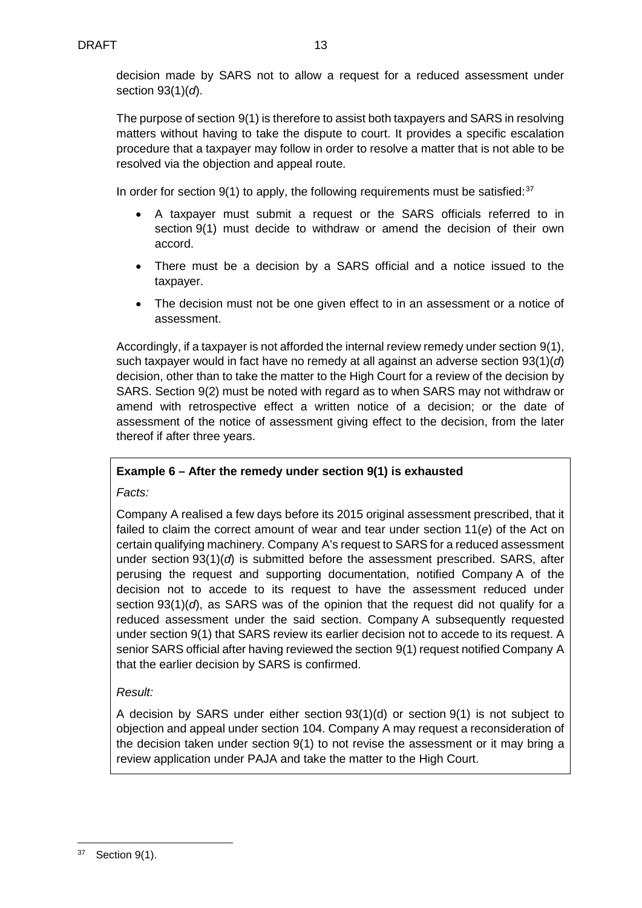decision made by SARS not to allow a request for a reduced assessment under section 93(1)(*d*).

The purpose of section 9(1) is therefore to assist both taxpayers and SARS in resolving matters without having to take the dispute to court. It provides a specific escalation procedure that a taxpayer may follow in order to resolve a matter that is not able to be resolved via the objection and appeal route.

In order for section 9(1) to apply, the following requirements must be satisfied:[37]

- A taxpayer must submit a request or the SARS officials referred to in section 9(1) must decide to withdraw or amend the decision of their own accord.
- There must be a decision by a SARS official and a notice issued to the taxpayer.
- The decision must not be one given effect to in an assessment or a notice of assessment.

Accordingly, if a taxpayer is not afforded the internal review remedy under section 9(1), such taxpayer would in fact have no remedy at all against an adverse section 93(1)(*d*) decision, other than to take the matter to the High Court for a review of the decision by SARS. Section 9(2) must be noted with regard as to when SARS may not withdraw or amend with retrospective effect a written notice of a decision; or the date of assessment of the notice of assessment giving effect to the decision, from the later thereof if after three years.

**Example 6 – After the remedy under section 9(1) is exhausted**

*Facts:*

Company A realised a few days before its 2015 original assessment prescribed, that it failed to claim the correct amount of wear and tear under section 11(*e*) of the Act on certain qualifying machinery. Company A's request to SARS for a reduced assessment under section 93(1)(*d*) is submitted before the assessment prescribed. SARS, after perusing the request and supporting documentation, notified Company A of the decision not to accede to its request to have the assessment reduced under section 93(1)(*d*), as SARS was of the opinion that the request did not qualify for a reduced assessment under the said section. Company A subsequently requested under section 9(1) that SARS review its earlier decision not to accede to its request. A senior SARS official after having reviewed the section 9(1) request notified Company A that the earlier decision by SARS is confirmed.

*Result:*

A decision by SARS under either section 93(1)(d) or section 9(1) is not subject to objection and appeal under section 104. Company A may request a reconsideration of the decision taken under section 9(1) to not revise the assessment or it may bring a review application under PAJA and take the matter to the High Court.

---

[37] Section 9(1).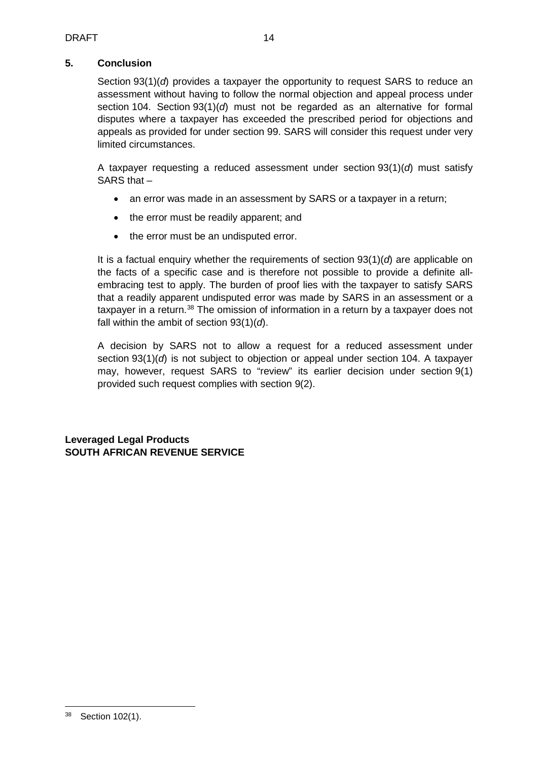## 5. Conclusion

Section 93(1)(*d*) provides a taxpayer the opportunity to request SARS to reduce an assessment without having to follow the normal objection and appeal process under section 104. Section 93(1)(*d*) must not be regarded as an alternative for formal disputes where a taxpayer has exceeded the prescribed period for objections and appeals as provided for under section 99. SARS will consider this request under very limited circumstances.

A taxpayer requesting a reduced assessment under section 93(1)(*d*) must satisfy SARS that –

- an error was made in an assessment by SARS or a taxpayer in a return;
- the error must be readily apparent; and
- the error must be an undisputed error.

It is a factual enquiry whether the requirements of section 93(1)(*d*) are applicable on the facts of a specific case and is therefore not possible to provide a definite all-embracing test to apply. The burden of proof lies with the taxpayer to satisfy SARS that a readily apparent undisputed error was made by SARS in an assessment or a taxpayer in a return.[38] The omission of information in a return by a taxpayer does not fall within the ambit of section 93(1)(*d*).

A decision by SARS not to allow a request for a reduced assessment under section 93(1)(*d*) is not subject to objection or appeal under section 104. A taxpayer may, however, request SARS to "review" its earlier decision under section 9(1) provided such request complies with section 9(2).

**Leveraged Legal Products**
**SOUTH AFRICAN REVENUE SERVICE**

---

[38] Section 102(1).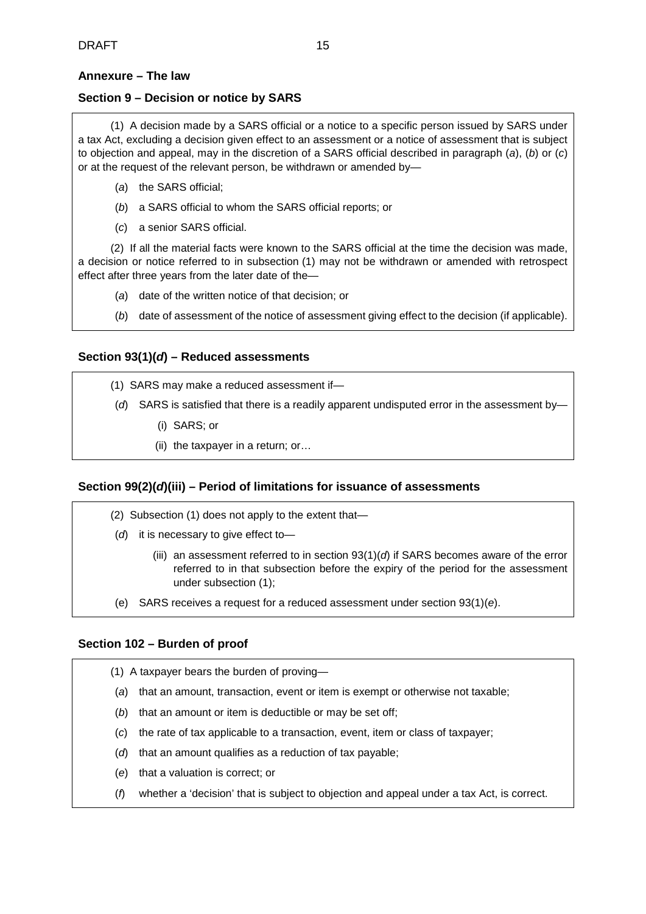## Annexure – The law

### Section 9 – Decision or notice by SARS

(1) A decision made by a SARS official or a notice to a specific person issued by SARS under a tax Act, excluding a decision given effect to an assessment or a notice of assessment that is subject to objection and appeal, may in the discretion of a SARS official described in paragraph (*a*), (*b*) or (*c*) or at the request of the relevant person, be withdrawn or amended by—

(*a*) the SARS official;

(*b*) a SARS official to whom the SARS official reports; or

(*c*) a senior SARS official.

(2) If all the material facts were known to the SARS official at the time the decision was made, a decision or notice referred to in subsection (1) may not be withdrawn or amended with retrospect effect after three years from the later date of the—

(*a*) date of the written notice of that decision; or

(*b*) date of assessment of the notice of assessment giving effect to the decision (if applicable).

### Section 93(1)(*d*) – Reduced assessments

(1) SARS may make a reduced assessment if—

(*d*) SARS is satisfied that there is a readily apparent undisputed error in the assessment by—

(i) SARS; or

(ii) the taxpayer in a return; or…

### Section 99(2)(*d*)(iii) – Period of limitations for issuance of assessments

(2) Subsection (1) does not apply to the extent that—

(*d*) it is necessary to give effect to—

(iii) an assessment referred to in section 93(1)(*d*) if SARS becomes aware of the error referred to in that subsection before the expiry of the period for the assessment under subsection (1);

(e) SARS receives a request for a reduced assessment under section 93(1)(*e*).

### Section 102 – Burden of proof

(1) A taxpayer bears the burden of proving—

(*a*) that an amount, transaction, event or item is exempt or otherwise not taxable;

(*b*) that an amount or item is deductible or may be set off;

(*c*) the rate of tax applicable to a transaction, event, item or class of taxpayer;

(*d*) that an amount qualifies as a reduction of tax payable;

(*e*) that a valuation is correct; or

(*f*) whether a 'decision' that is subject to objection and appeal under a tax Act, is correct.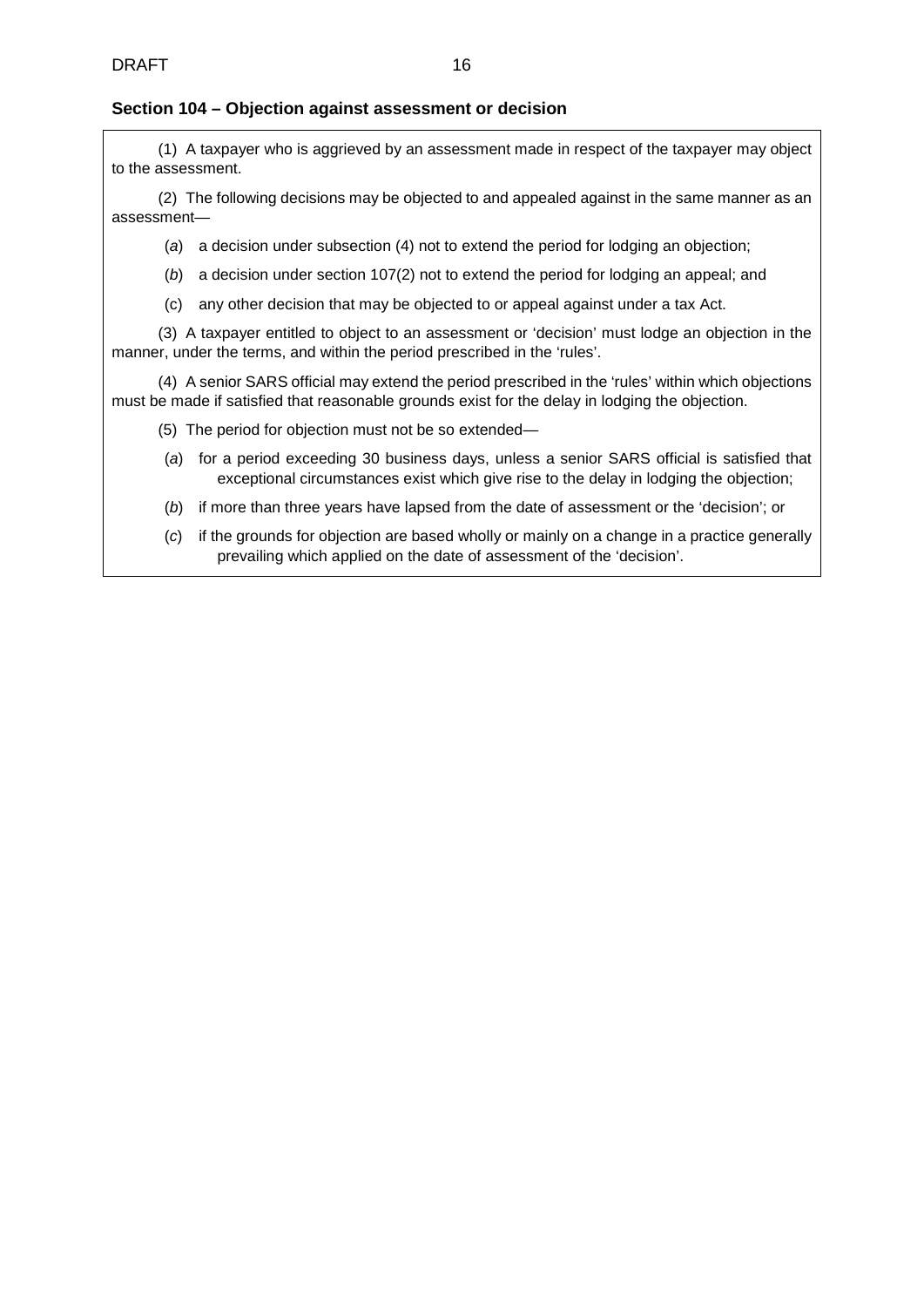## Section 104 – Objection against assessment or decision

(1) A taxpayer who is aggrieved by an assessment made in respect of the taxpayer may object to the assessment.

(2) The following decisions may be objected to and appealed against in the same manner as an assessment—

(*a*) a decision under subsection (4) not to extend the period for lodging an objection;

(*b*) a decision under section 107(2) not to extend the period for lodging an appeal; and

(c) any other decision that may be objected to or appeal against under a tax Act.

(3) A taxpayer entitled to object to an assessment or 'decision' must lodge an objection in the manner, under the terms, and within the period prescribed in the 'rules'.

(4) A senior SARS official may extend the period prescribed in the 'rules' within which objections must be made if satisfied that reasonable grounds exist for the delay in lodging the objection.

(5) The period for objection must not be so extended—

(*a*) for a period exceeding 30 business days, unless a senior SARS official is satisfied that exceptional circumstances exist which give rise to the delay in lodging the objection;

(*b*) if more than three years have lapsed from the date of assessment or the 'decision'; or

(*c*) if the grounds for objection are based wholly or mainly on a change in a practice generally prevailing which applied on the date of assessment of the 'decision'.